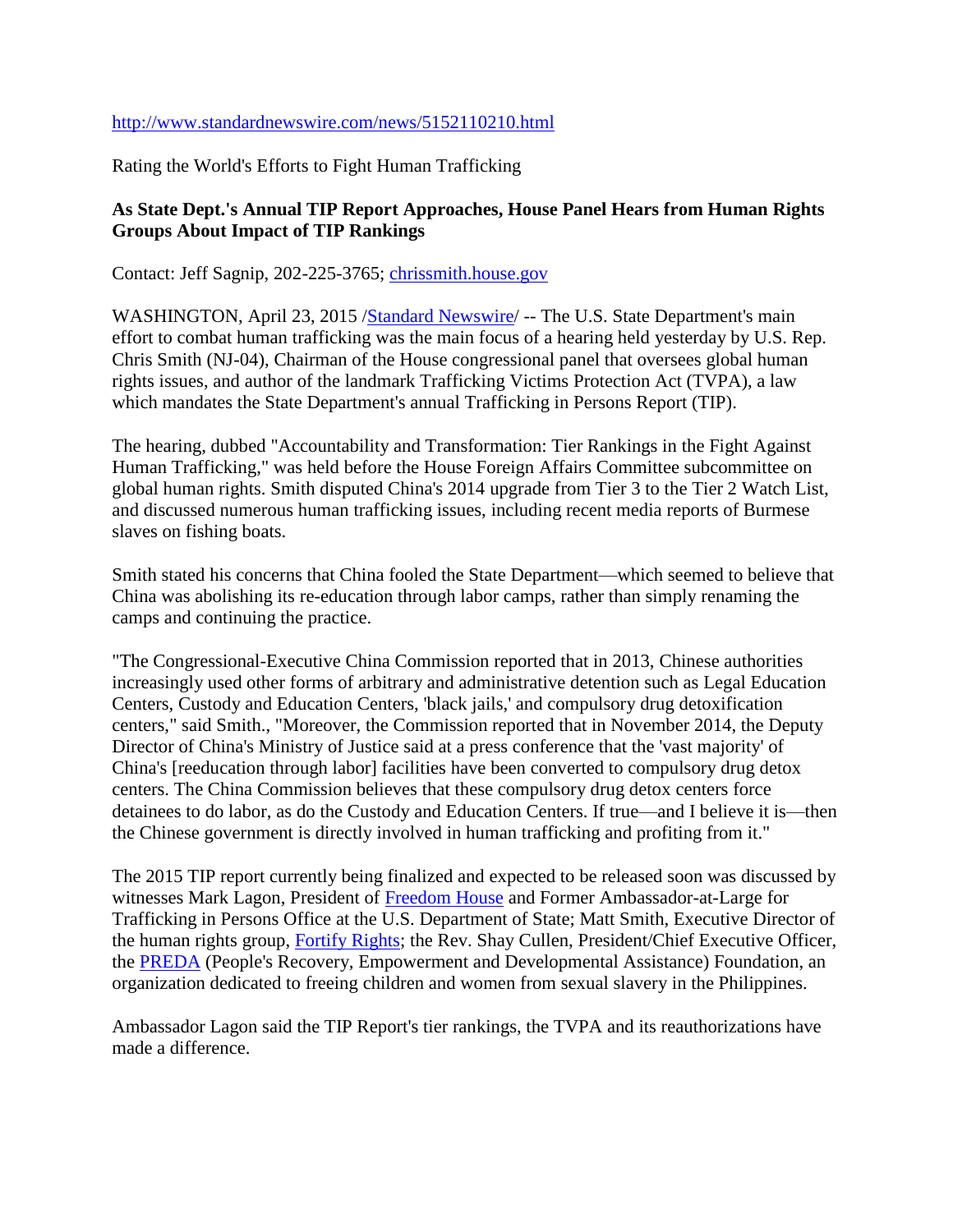[http://www.standardnewswire.com/news/5152110210.html](http://www.standardnewswire.com/news/5152110210.html)

Rating the World's Efforts to Fight Human Trafficking

**As State Dept.'s Annual TIP Report Approaches, House Panel Hears from Human Rights Groups About Impact of TIP Rankings**

Contact: Jeff Sagnip, 202-225-3765; [chrissmith.house.gov](chrissmith.house.gov)

WASHINGTON, April 23, 2015 /[Standard Newswire](Standard Newswire)/ -- The U.S. State Department's main effort to combat human trafficking was the main focus of a hearing held yesterday by U.S. Rep. Chris Smith (NJ-04), Chairman of the House congressional panel that oversees global human rights issues, and author of the landmark Trafficking Victims Protection Act (TVPA), a law which mandates the State Department's annual Trafficking in Persons Report (TIP).

The hearing, dubbed "Accountability and Transformation: Tier Rankings in the Fight Against Human Trafficking," was held before the House Foreign Affairs Committee subcommittee on global human rights. Smith disputed China's 2014 upgrade from Tier 3 to the Tier 2 Watch List, and discussed numerous human trafficking issues, including recent media reports of Burmese slaves on fishing boats.

Smith stated his concerns that China fooled the State Department—which seemed to believe that China was abolishing its re-education through labor camps, rather than simply renaming the camps and continuing the practice.

"The Congressional-Executive China Commission reported that in 2013, Chinese authorities increasingly used other forms of arbitrary and administrative detention such as Legal Education Centers, Custody and Education Centers, 'black jails,' and compulsory drug detoxification centers," said Smith., "Moreover, the Commission reported that in November 2014, the Deputy Director of China's Ministry of Justice said at a press conference that the 'vast majority' of China's [reeducation through labor] facilities have been converted to compulsory drug detox centers. The China Commission believes that these compulsory drug detox centers force detainees to do labor, as do the Custody and Education Centers. If true—and I believe it is—then the Chinese government is directly involved in human trafficking and profiting from it."

The 2015 TIP report currently being finalized and expected to be released soon was discussed by witnesses Mark Lagon, President of [Freedom House](Freedom House) and Former Ambassador-at-Large for Trafficking in Persons Office at the U.S. Department of State; Matt Smith, Executive Director of the human rights group, [Fortify Rights](Fortify Rights); the Rev. Shay Cullen, President/Chief Executive Officer, the [PREDA](PREDA) (People's Recovery, Empowerment and Developmental Assistance) Foundation, an organization dedicated to freeing children and women from sexual slavery in the Philippines.

Ambassador Lagon said the TIP Report's tier rankings, the TVPA and its reauthorizations have made a difference.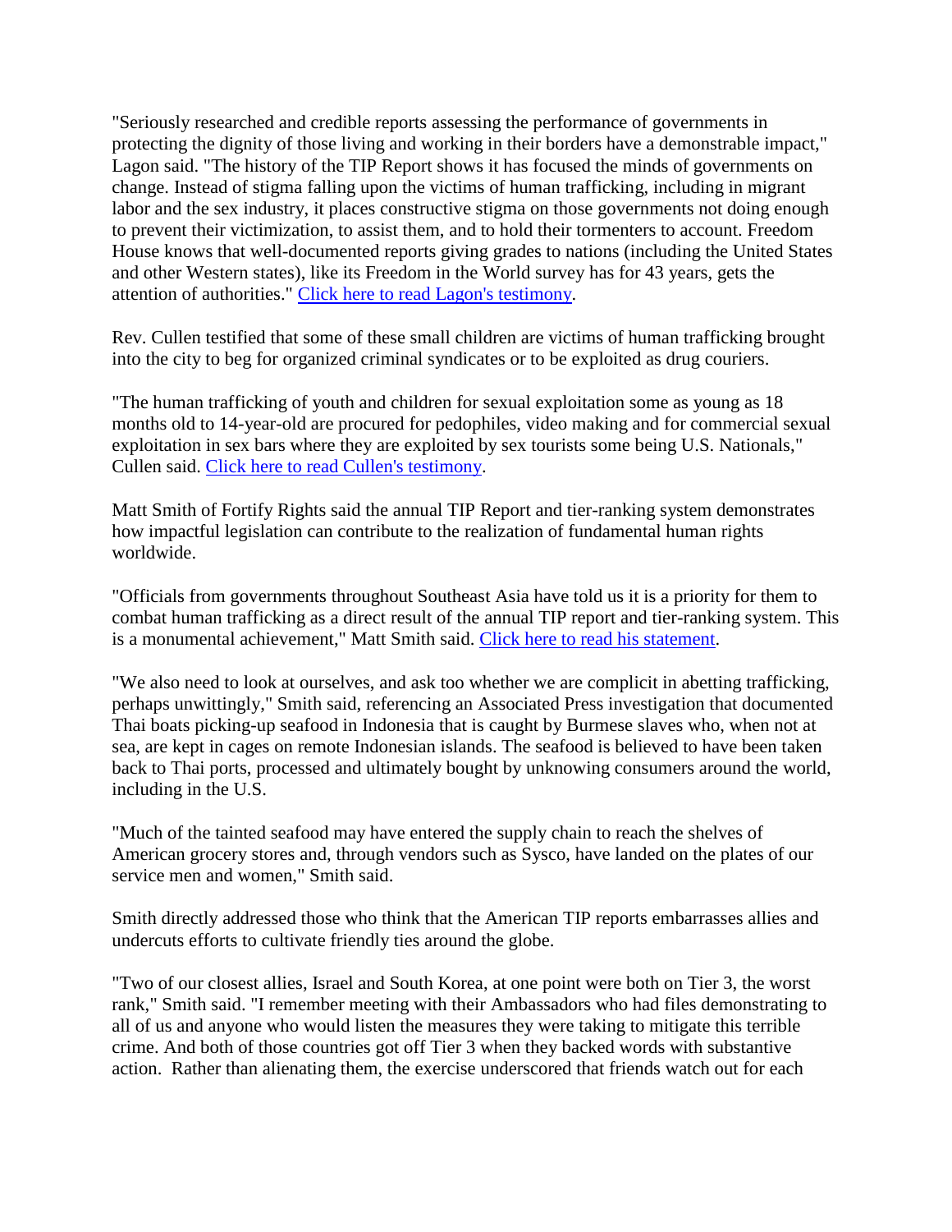"Seriously researched and credible reports assessing the performance of governments in protecting the dignity of those living and working in their borders have a demonstrable impact," Lagon said. "The history of the TIP Report shows it has focused the minds of governments on change. Instead of stigma falling upon the victims of human trafficking, including in migrant labor and the sex industry, it places constructive stigma on those governments not doing enough to prevent their victimization, to assist them, and to hold their tormenters to account. Freedom House knows that well-documented reports giving grades to nations (including the United States and other Western states), like its Freedom in the World survey has for 43 years, gets the attention of authorities." [Click here to read Lagon's testimony](#).

Rev. Cullen testified that some of these small children are victims of human trafficking brought into the city to beg for organized criminal syndicates or to be exploited as drug couriers.

"The human trafficking of youth and children for sexual exploitation some as young as 18 months old to 14-year-old are procured for pedophiles, video making and for commercial sexual exploitation in sex bars where they are exploited by sex tourists some being U.S. Nationals," Cullen said. [Click here to read Cullen's testimony](#).

Matt Smith of Fortify Rights said the annual TIP Report and tier-ranking system demonstrates how impactful legislation can contribute to the realization of fundamental human rights worldwide.

"Officials from governments throughout Southeast Asia have told us it is a priority for them to combat human trafficking as a direct result of the annual TIP report and tier-ranking system. This is a monumental achievement," Matt Smith said. [Click here to read his statement](#).

"We also need to look at ourselves, and ask too whether we are complicit in abetting trafficking, perhaps unwittingly," Smith said, referencing an Associated Press investigation that documented Thai boats picking-up seafood in Indonesia that is caught by Burmese slaves who, when not at sea, are kept in cages on remote Indonesian islands. The seafood is believed to have been taken back to Thai ports, processed and ultimately bought by unknowing consumers around the world, including in the U.S.

"Much of the tainted seafood may have entered the supply chain to reach the shelves of American grocery stores and, through vendors such as Sysco, have landed on the plates of our service men and women," Smith said.

Smith directly addressed those who think that the American TIP reports embarrasses allies and undercuts efforts to cultivate friendly ties around the globe.

"Two of our closest allies, Israel and South Korea, at one point were both on Tier 3, the worst rank," Smith said. "I remember meeting with their Ambassadors who had files demonstrating to all of us and anyone who would listen the measures they were taking to mitigate this terrible crime. And both of those countries got off Tier 3 when they backed words with substantive action. Rather than alienating them, the exercise underscored that friends watch out for each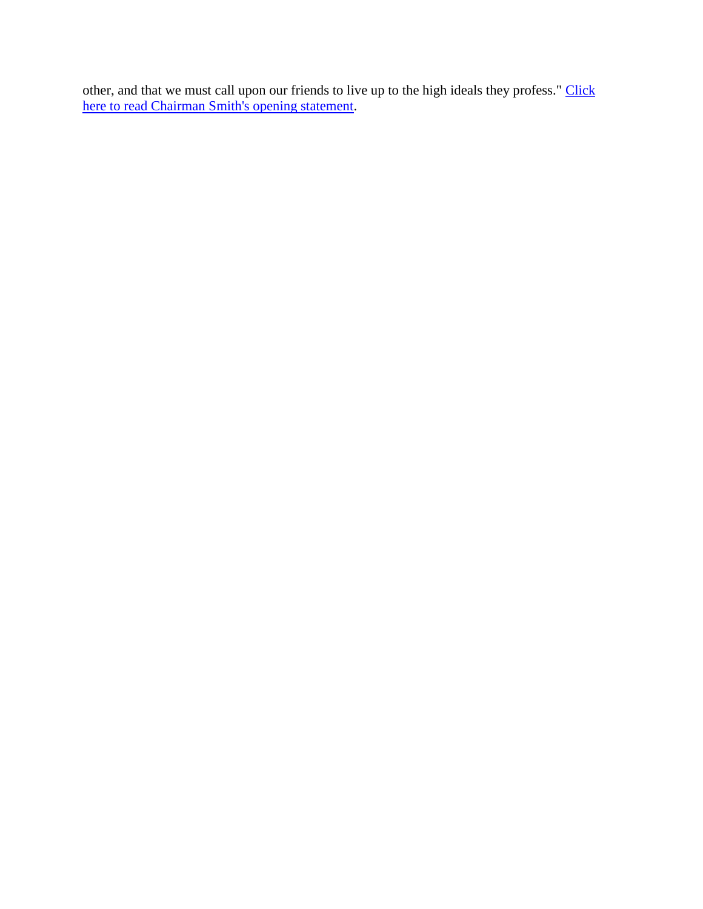other, and that we must call upon our friends to live up to the high ideals they profess." Click here to read Chairman Smith's opening statement.